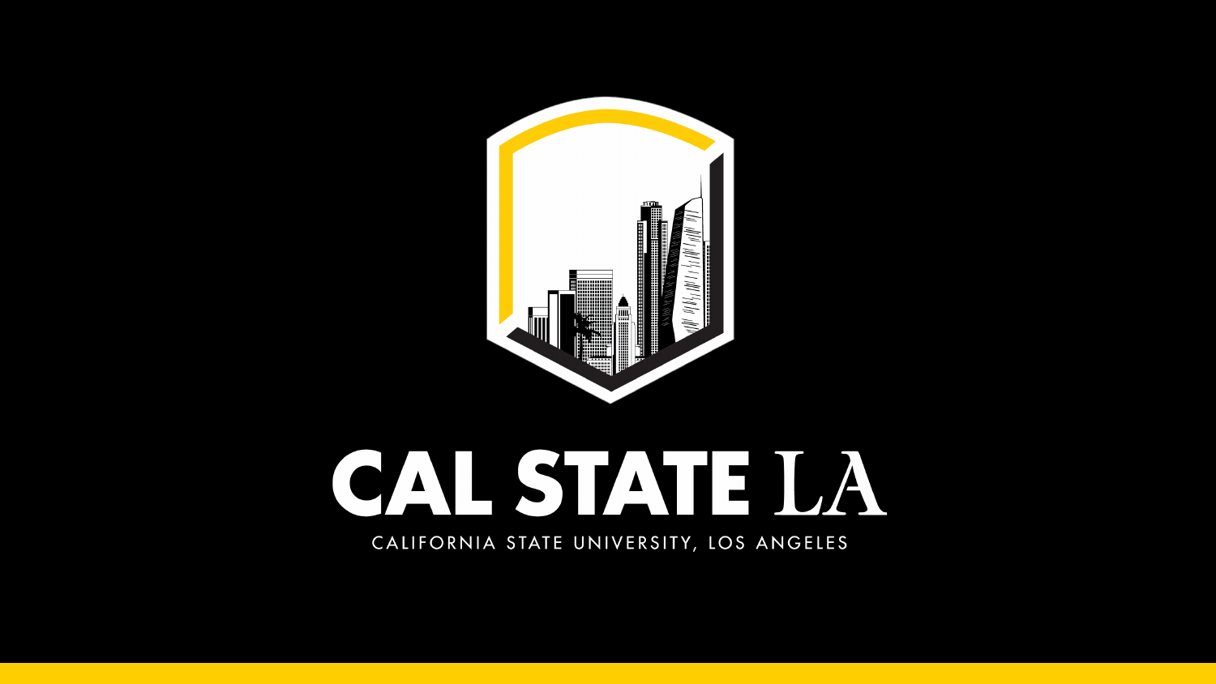# CAL STATE LA

CALIFORNIA STATE UNIVERSITY, LOS ANGELES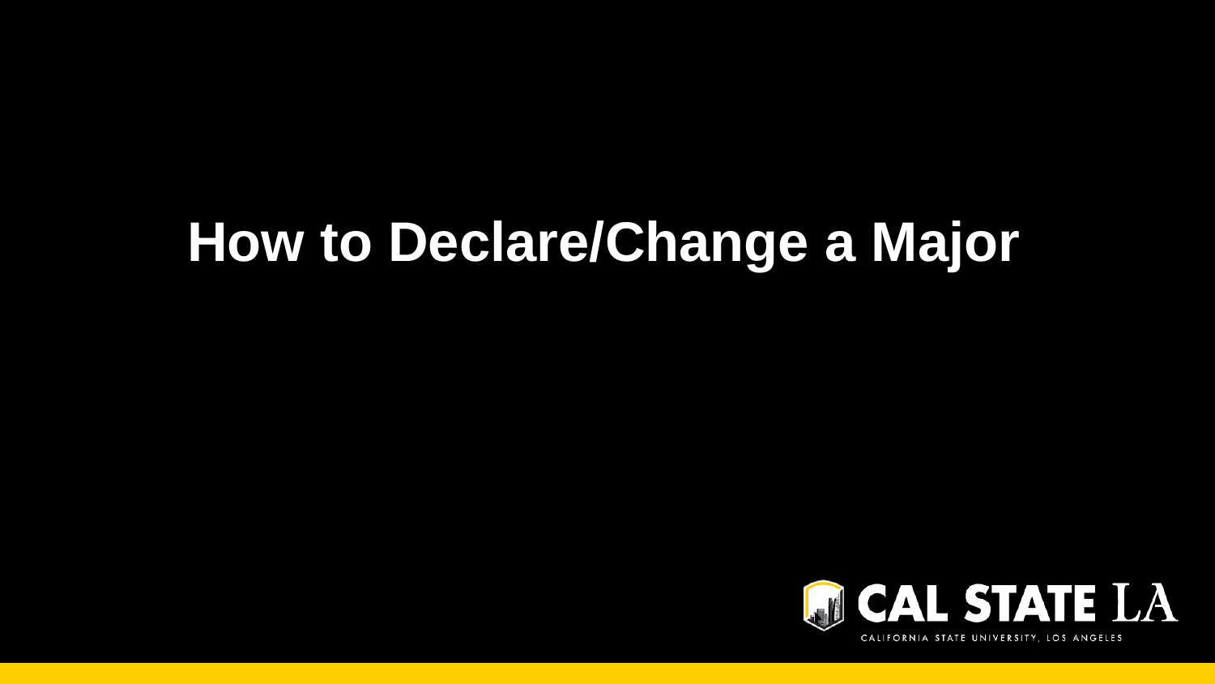# How to Declare/Change a Major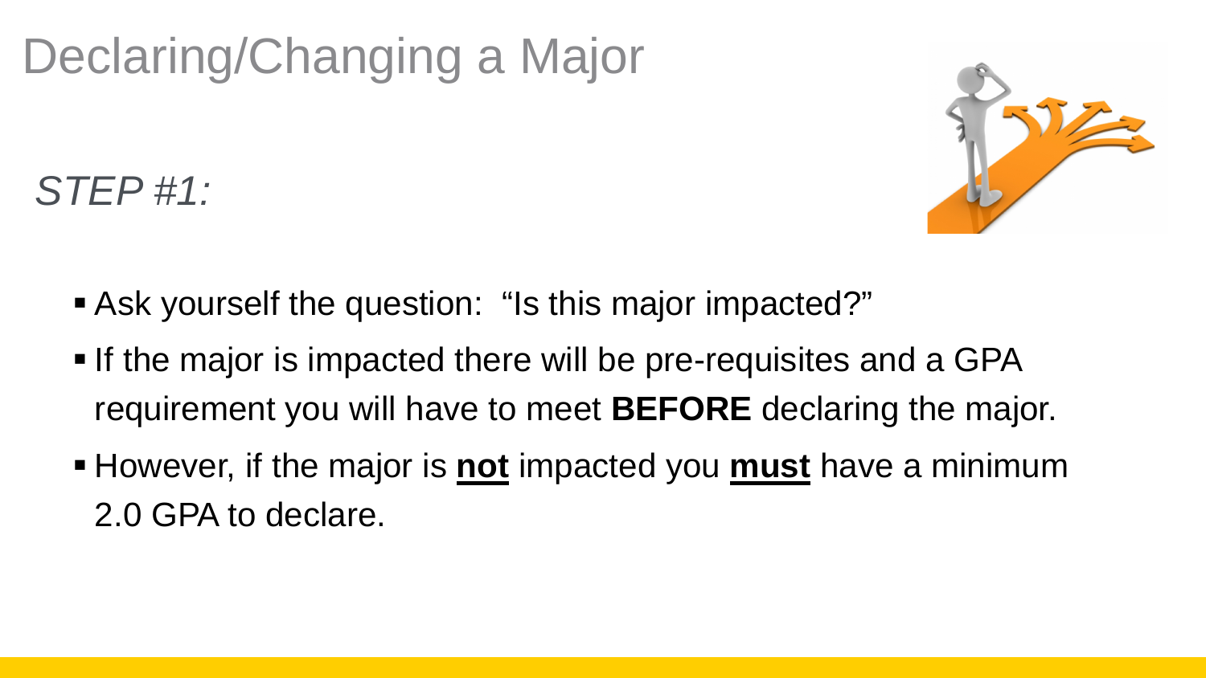# Declaring/Changing a Major

*STEP #1:*

- Ask yourself the question: "Is this major impacted?"
- If the major is impacted there will be pre-requisites and a GPA requirement you will have to meet **BEFORE** declaring the major.
- However, if the major is **<u>not</u>** impacted you **<u>must</u>** have a minimum 2.0 GPA to declare.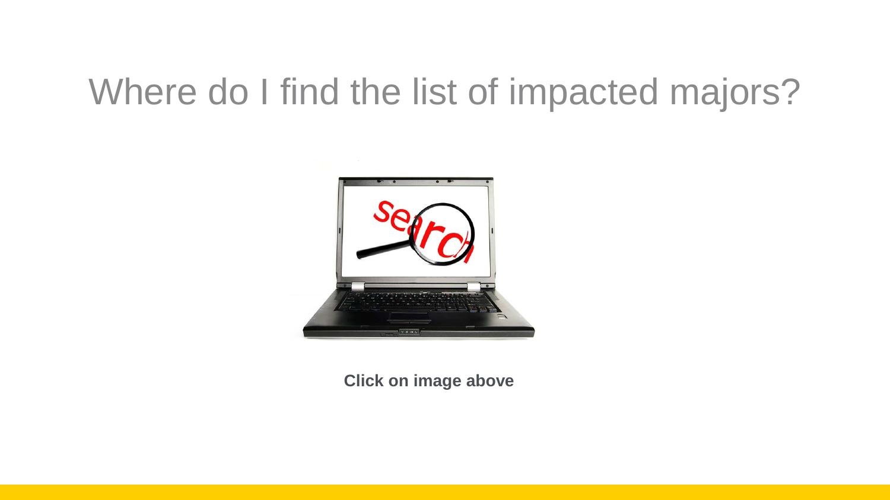# Where do I find the list of impacted majors?

**Click on image above**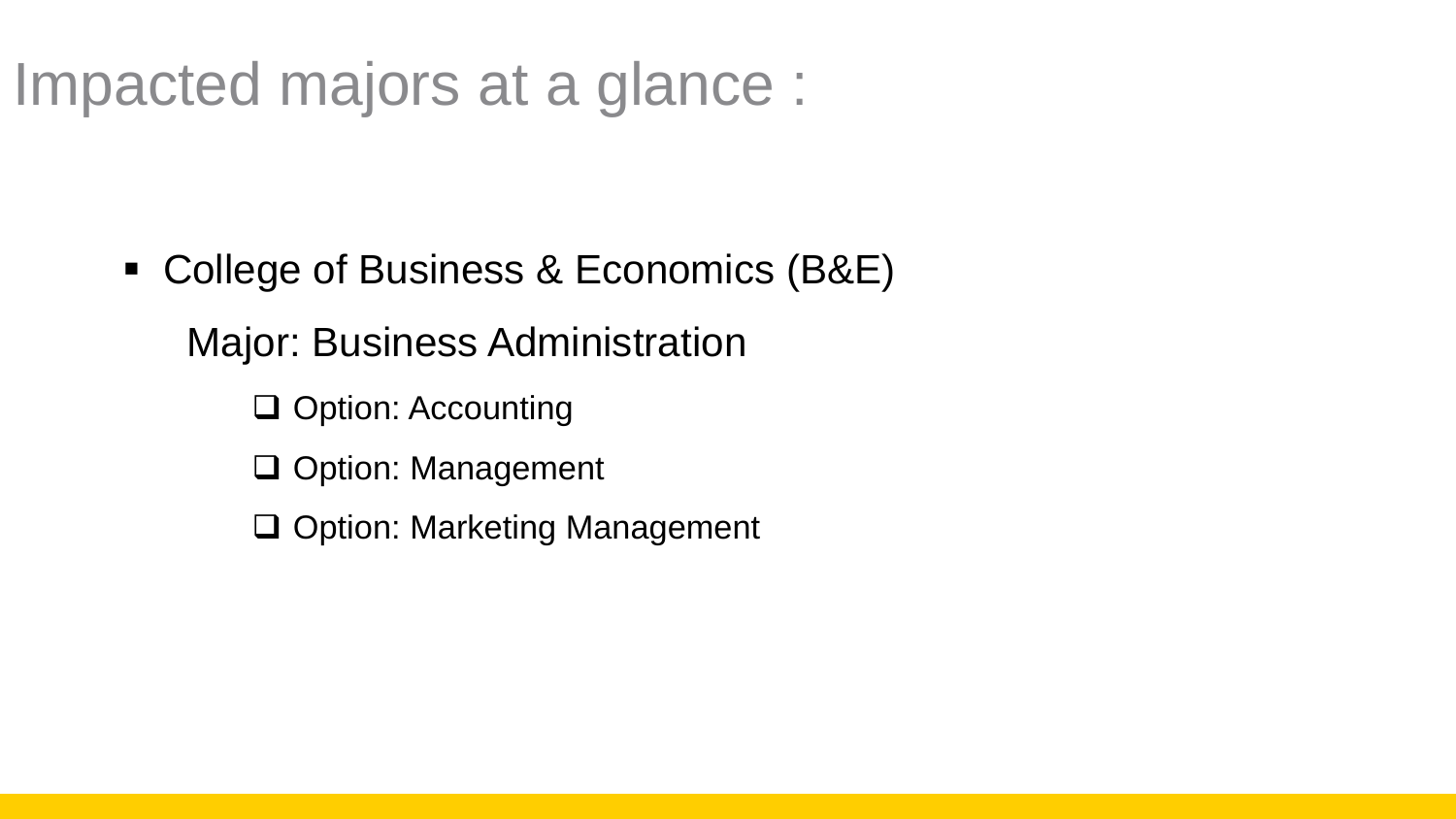# Impacted majors at a glance :

- College of Business & Economics (B&E)

  Major: Business Administration

  - [ ] Option: Accounting
  - [ ] Option: Management
  - [ ] Option: Marketing Management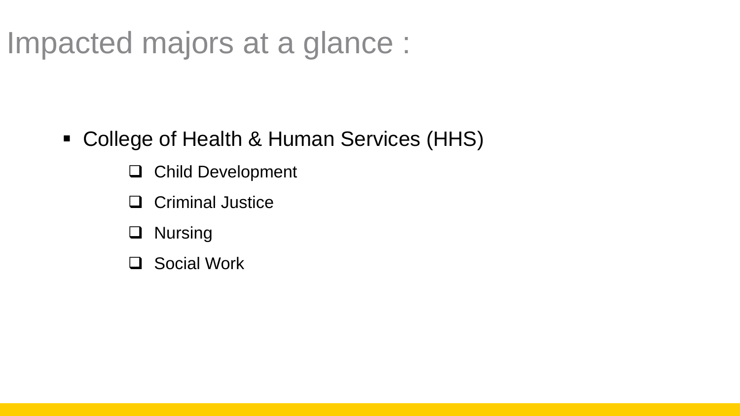# Impacted majors at a glance :

- College of Health & Human Services (HHS)
    - Child Development
    - Criminal Justice
    - Nursing
    - Social Work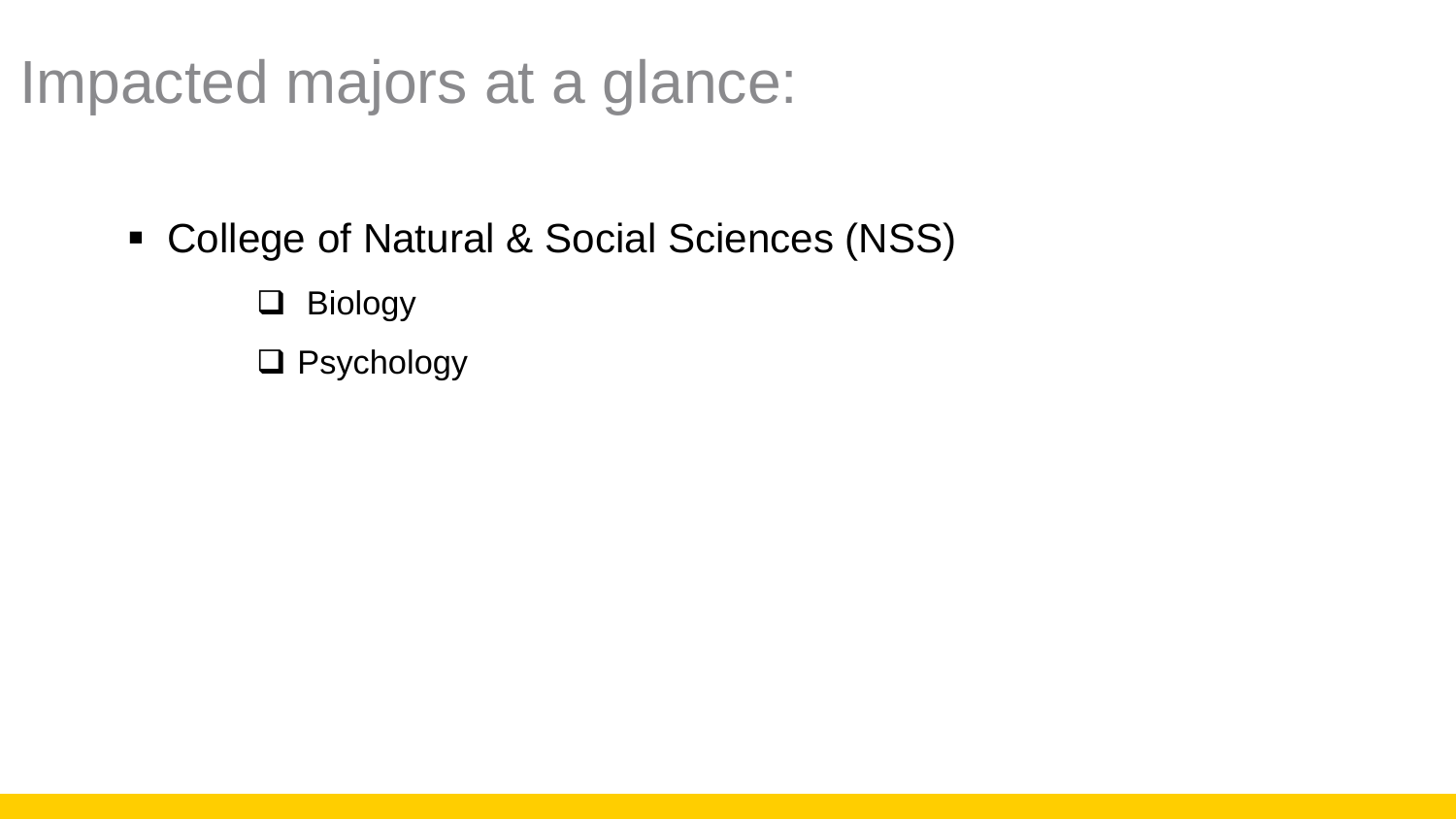# Impacted majors at a glance:

- College of Natural & Social Sciences (NSS)
  - Biology
  - Psychology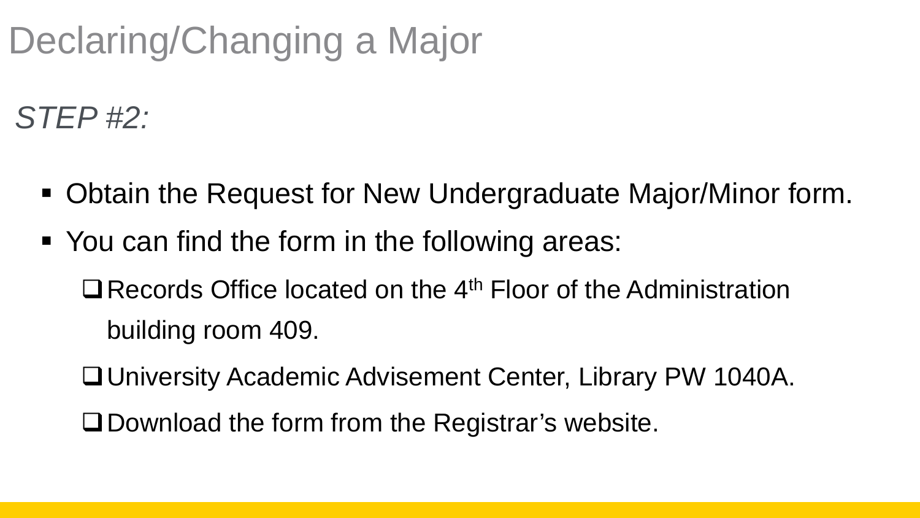# Declaring/Changing a Major

*STEP #2:*

- Obtain the Request for New Undergraduate Major/Minor form.
- You can find the form in the following areas:
  - Records Office located on the 4th Floor of the Administration building room 409.
  - University Academic Advisement Center, Library PW 1040A.
  - Download the form from the Registrar's website.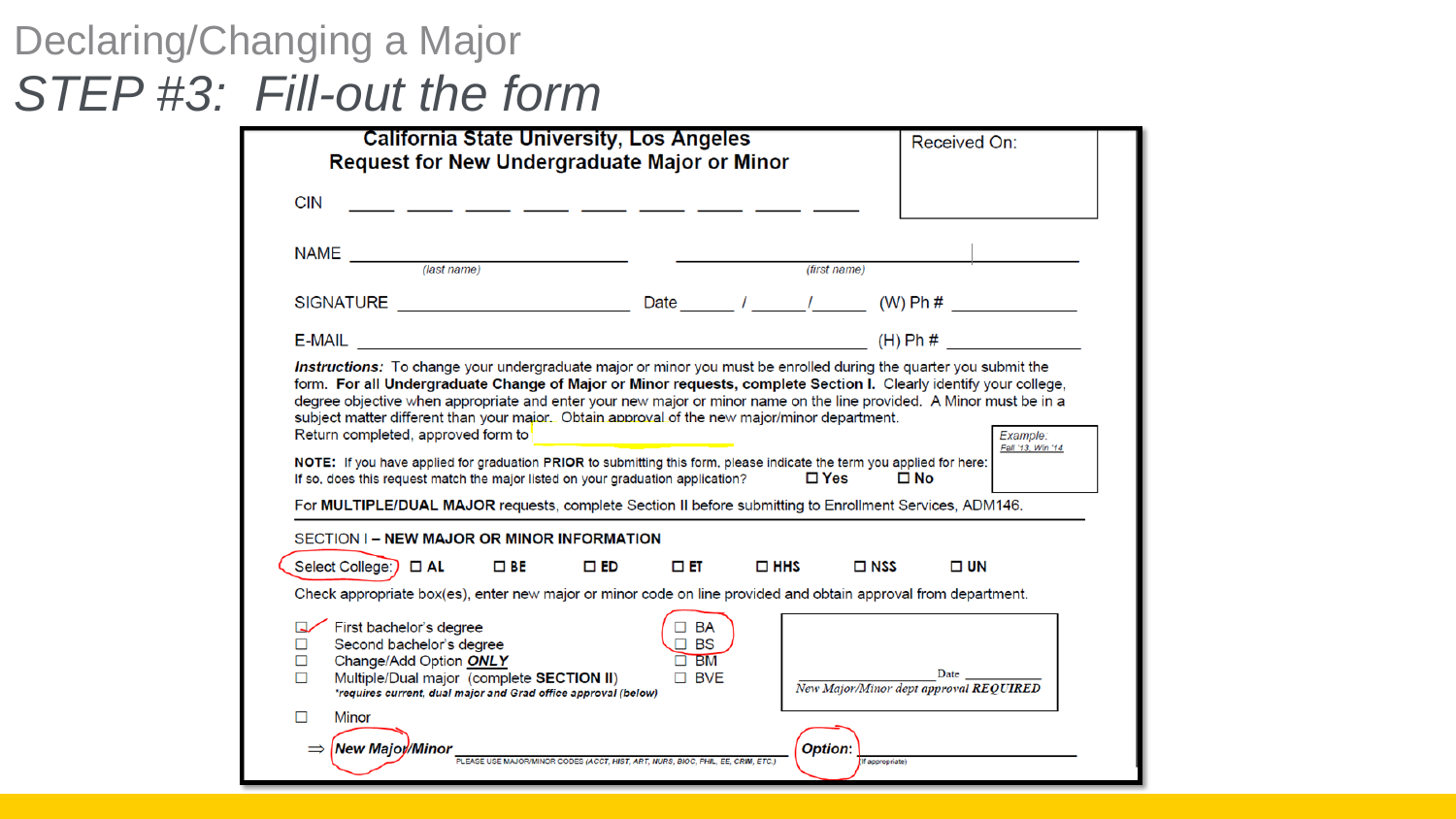# Declaring/Changing a Major

## *STEP #3: Fill-out the form*

**California State University, Los Angeles**
**Request for New Undergraduate Major or Minor**

Received On:

CIN \_\_\_\_ \_\_\_\_ \_\_\_\_ \_\_\_\_ \_\_\_\_ \_\_\_\_ \_\_\_\_ \_\_\_\_ \_\_\_\_

NAME \_\_\_\_\_\_\_\_\_\_\_\_\_\_\_\_\_\_\_\_ (last name) \_\_\_\_\_\_\_\_\_\_\_\_\_\_\_\_\_\_\_\_ (first name)

SIGNATURE \_\_\_\_\_\_\_\_\_\_\_\_\_\_\_\_\_\_\_\_ Date \_\_\_\_ / \_\_\_\_ / \_\_\_\_ (W) Ph # \_\_\_\_\_\_\_\_\_\_

E-MAIL \_\_\_\_\_\_\_\_\_\_\_\_\_\_\_\_\_\_\_\_\_\_\_\_\_\_\_\_\_\_\_\_\_\_\_\_\_\_\_\_ (H) Ph # \_\_\_\_\_\_\_\_\_\_

***Instructions:*** To change your undergraduate major or minor you must be enrolled during the quarter you submit the form. **For all Undergraduate Change of Major or Minor requests, complete Section I.** Clearly identify your college, degree objective when appropriate and enter your new major or minor name on the line provided. A Minor must be in a subject matter different than your major. Obtain approval of the new major/minor department.
Return completed, approved form to

**NOTE:** If you have applied for graduation **PRIOR** to submitting this form, please indicate the term you applied for here: *Example: Fall '13, Win '14*
If so, does this request match the major listed on your graduation application? ☐ **Yes** ☐ **No**

For **MULTIPLE/DUAL MAJOR** requests, complete Section II before submitting to Enrollment Services, ADM146.

SECTION I – **NEW MAJOR OR MINOR INFORMATION**

Select College: ☐ **AL** ☐ **BE** ☐ **ED** ☐ **ET** ☐ **HHS** ☐ **NSS** ☐ **UN**

Check appropriate box(es), enter new major or minor code on line provided and obtain approval from department.

- ☑ First bachelor's degree
- ☐ Second bachelor's degree
- ☐ Change/Add Option ***ONLY***
- ☐ Multiple/Dual major (complete **SECTION II**)
  *\*requires current, dual major and Grad office approval (below)*
- ☐ Minor

☐ BA ☐ BS ☐ BM ☐ BVE

\_\_\_\_\_\_\_\_\_\_\_\_\_\_\_\_ Date \_\_\_\_\_\_\_\_
*New Major/Minor dept approval **REQUIRED***

⇒ ***New Major/Minor*** \_\_\_\_\_\_\_\_\_\_\_\_\_\_\_\_\_\_\_\_ PLEASE USE MAJOR/MINOR CODES (ACCT, HIST, ART, NURS, BIOC, PHIL, EE, CRIM, ETC.) ***Option:*** \_\_\_\_\_\_\_\_\_\_ (if appropriate)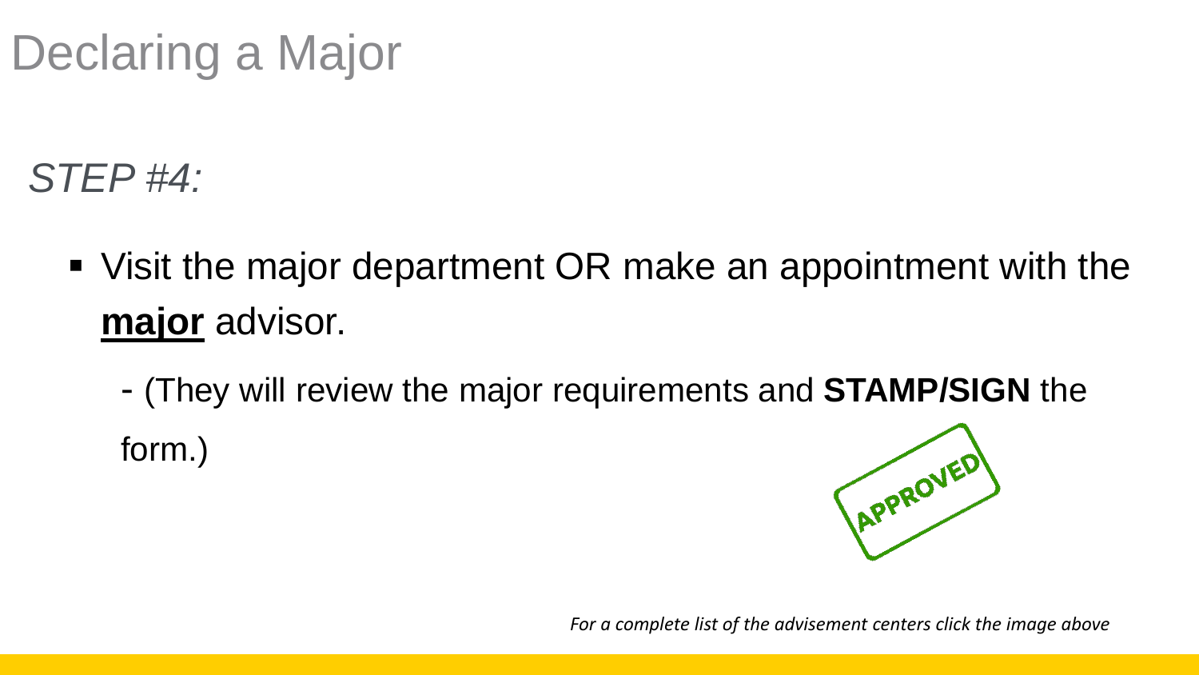# Declaring a Major

*STEP #4:*

- Visit the major department OR make an appointment with the **major** advisor.

  - (They will review the major requirements and **STAMP/SIGN** the form.)

APPROVED

*For a complete list of the advisement centers click the image above*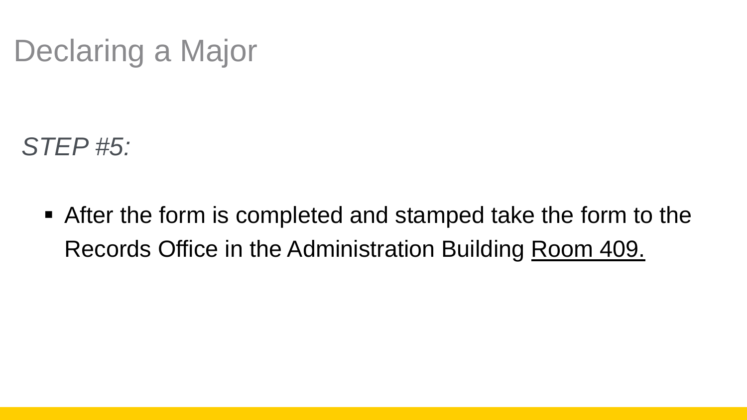# Declaring a Major

*STEP #5:*

- After the form is completed and stamped take the form to the Records Office in the Administration Building <u>Room 409.</u>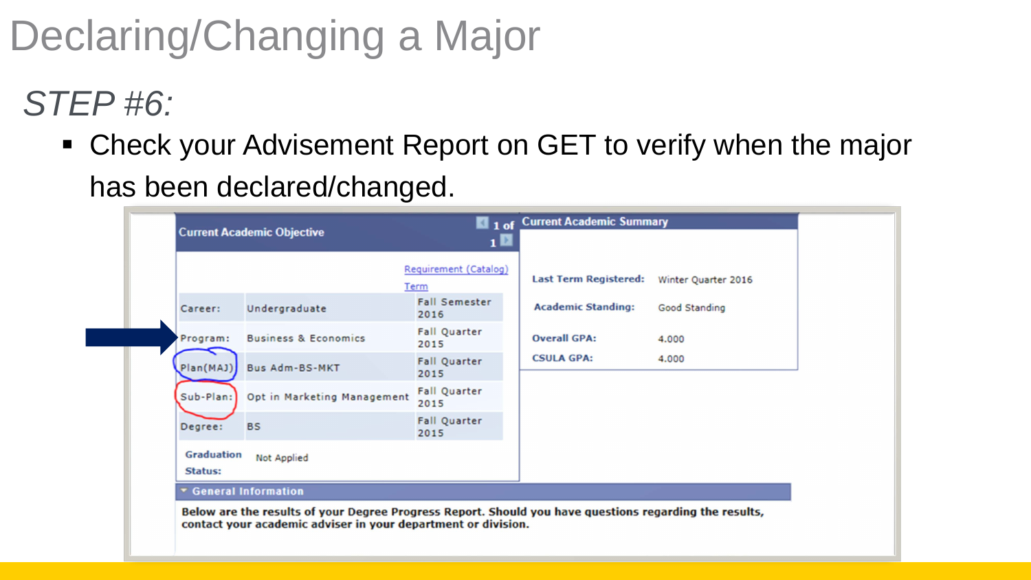# Declaring/Changing a Major

## *STEP #6:*

- Check your Advisement Report on GET to verify when the major has been declared/changed.

**Current Academic Objective**

| | | Requirement (Catalog) Term |
|---|---|---|
| Career: | Undergraduate | Fall Semester 2016 |
| Program: | Business & Economics | Fall Quarter 2015 |
| Plan(MAJ): | Bus Adm-BS-MKT | Fall Quarter 2015 |
| Sub-Plan: | Opt in Marketing Management | Fall Quarter 2015 |
| Degree: | BS | Fall Quarter 2015 |

**Graduation Status:** Not Applied

**Current Academic Summary**

| | |
|---|---|
| **Last Term Registered:** | Winter Quarter 2016 |
| **Academic Standing:** | Good Standing |
| **Overall GPA:** | 4.000 |
| **CSULA GPA:** | 4.000 |

**General Information**

**Below are the results of your Degree Progress Report. Should you have questions regarding the results, contact your academic adviser in your department or division.**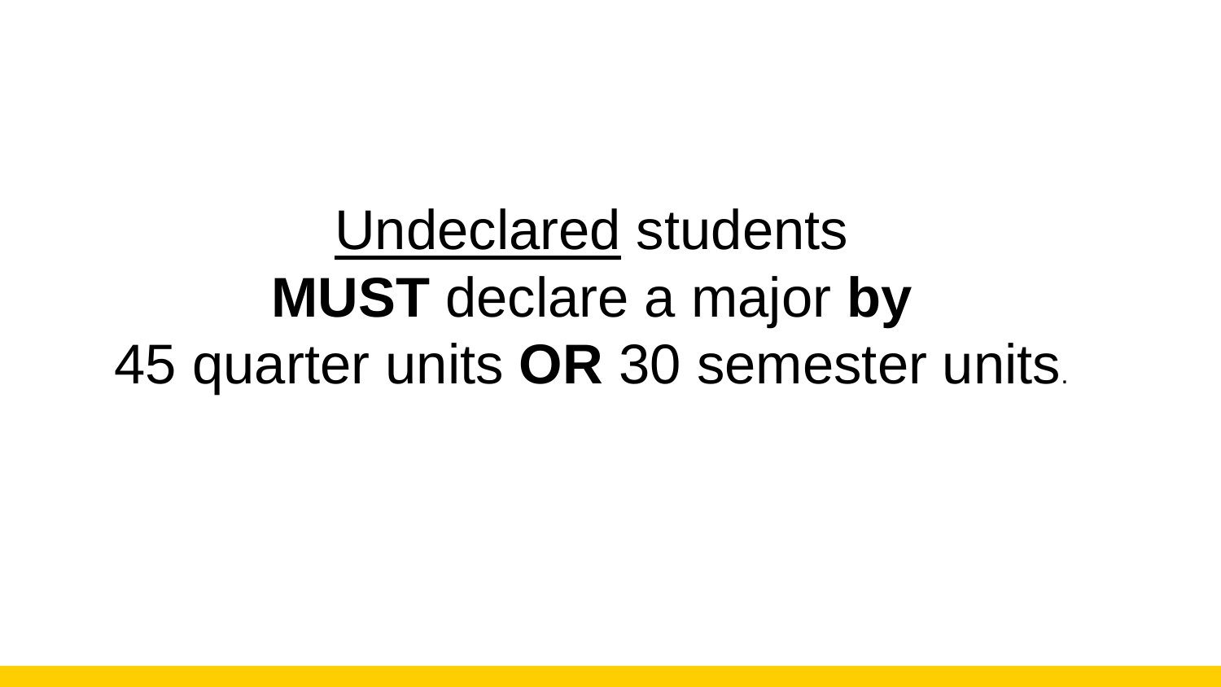Undeclared students
**MUST** declare a major **by**
45 quarter units **OR** 30 semester units.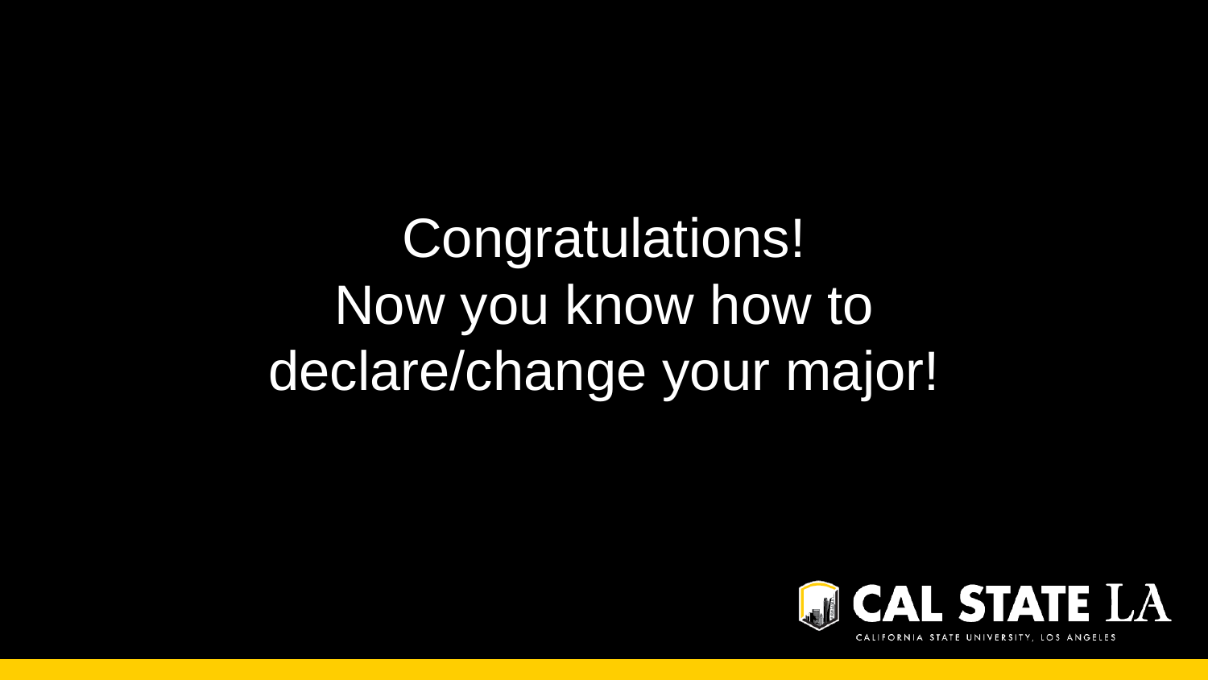Congratulations!
Now you know how to
declare/change your major!

CAL STATE LA
CALIFORNIA STATE UNIVERSITY, LOS ANGELES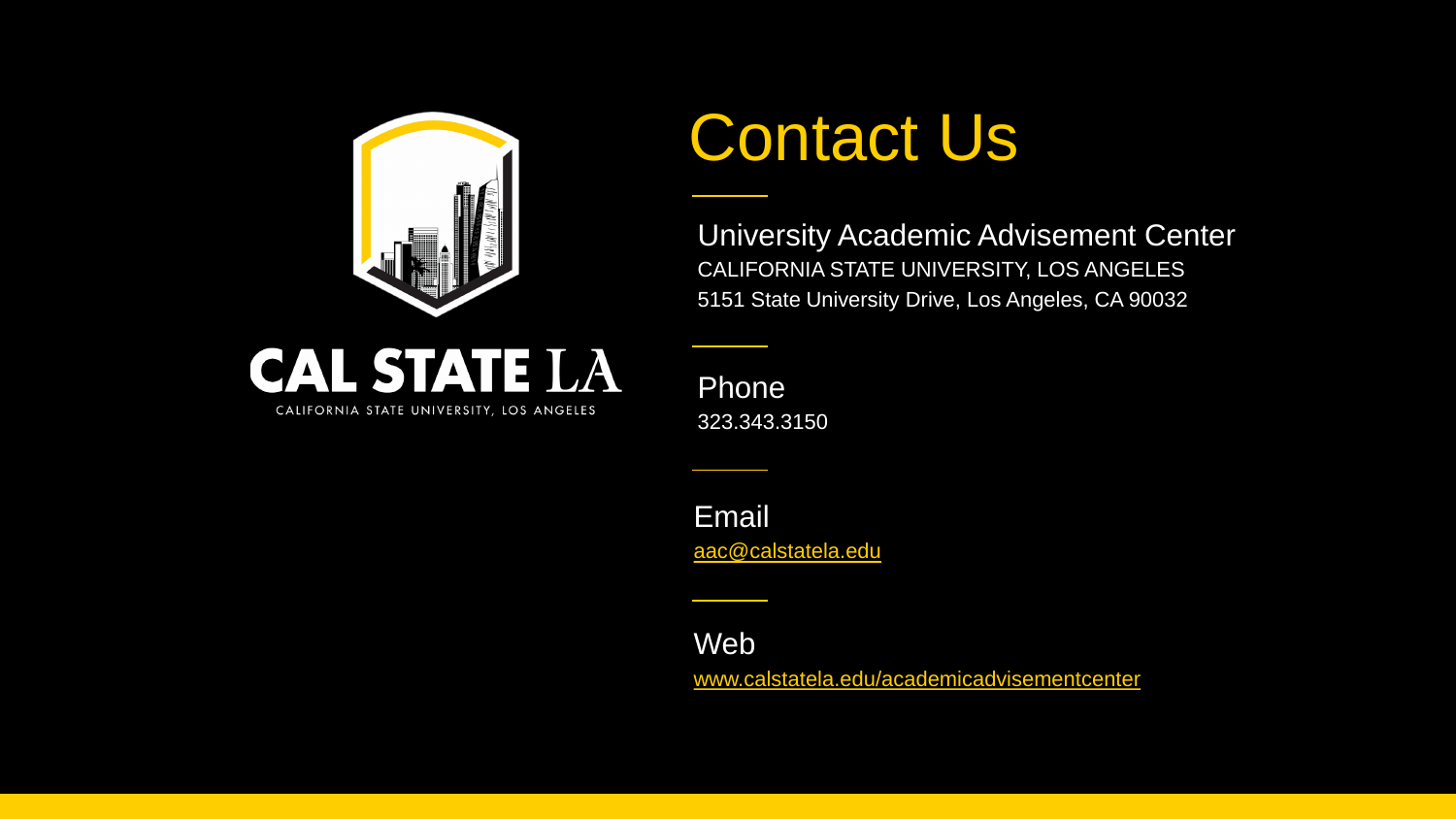CAL STATE LA

CALIFORNIA STATE UNIVERSITY, LOS ANGELES

# Contact Us

University Academic Advisement Center

CALIFORNIA STATE UNIVERSITY, LOS ANGELES

5151 State University Drive, Los Angeles, CA 90032

Phone

323.343.3150

Email

aac@calstatela.edu

Web

www.calstatela.edu/academicadvisementcenter